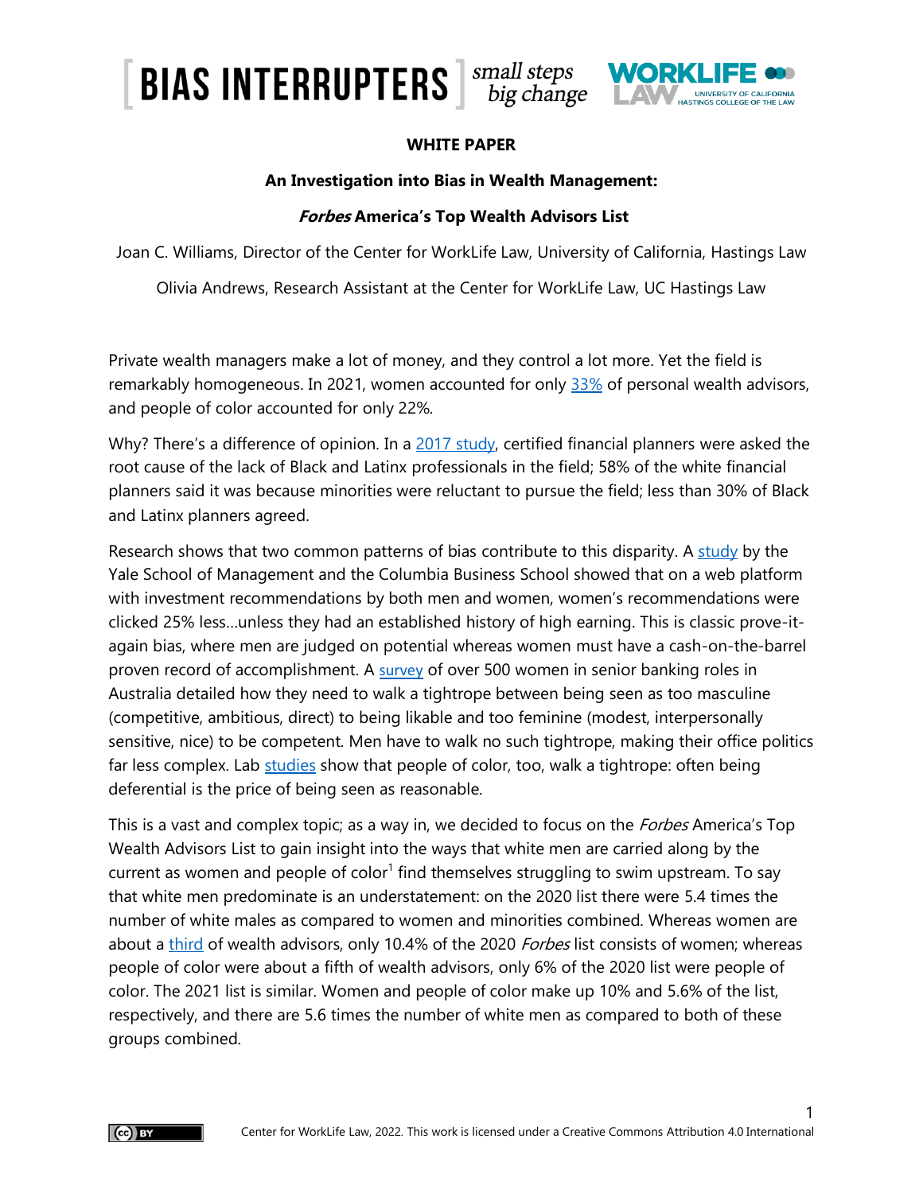**WHITE PAPER**

**An Investigation into Bias in Wealth Management:**

***Forbes* America's Top Wealth Advisors List**

Joan C. Williams, Director of the Center for WorkLife Law, University of California, Hastings Law

Olivia Andrews, Research Assistant at the Center for WorkLife Law, UC Hastings Law

Private wealth managers make a lot of money, and they control a lot more. Yet the field is remarkably homogeneous. In 2021, women accounted for only 33% of personal wealth advisors, and people of color accounted for only 22%.

Why? There's a difference of opinion. In a 2017 study, certified financial planners were asked the root cause of the lack of Black and Latinx professionals in the field; 58% of the white financial planners said it was because minorities were reluctant to pursue the field; less than 30% of Black and Latinx planners agreed.

Research shows that two common patterns of bias contribute to this disparity. A study by the Yale School of Management and the Columbia Business School showed that on a web platform with investment recommendations by both men and women, women's recommendations were clicked 25% less…unless they had an established history of high earning. This is classic prove-it-again bias, where men are judged on potential whereas women must have a cash-on-the-barrel proven record of accomplishment. A survey of over 500 women in senior banking roles in Australia detailed how they need to walk a tightrope between being seen as too masculine (competitive, ambitious, direct) to being likable and too feminine (modest, interpersonally sensitive, nice) to be competent. Men have to walk no such tightrope, making their office politics far less complex. Lab studies show that people of color, too, walk a tightrope: often being deferential is the price of being seen as reasonable.

This is a vast and complex topic; as a way in, we decided to focus on the *Forbes* America's Top Wealth Advisors List to gain insight into the ways that white men are carried along by the current as women and people of color[1] find themselves struggling to swim upstream. To say that white men predominate is an understatement: on the 2020 list there were 5.4 times the number of white males as compared to women and minorities combined. Whereas women are about a third of wealth advisors, only 10.4% of the 2020 *Forbes* list consists of women; whereas people of color were about a fifth of wealth advisors, only 6% of the 2020 list were people of color. The 2021 list is similar. Women and people of color make up 10% and 5.6% of the list, respectively, and there are 5.6 times the number of white men as compared to both of these groups combined.

Center for WorkLife Law, 2022. This work is licensed under a Creative Commons Attribution 4.0 International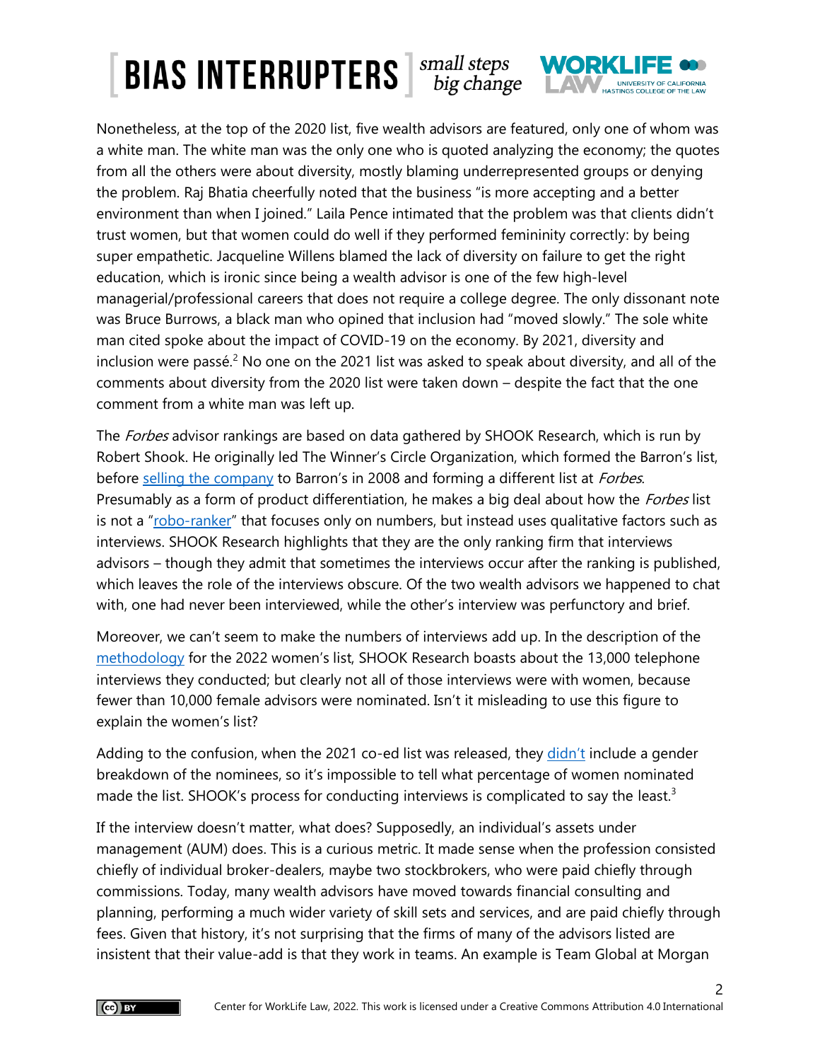Nonetheless, at the top of the 2020 list, five wealth advisors are featured, only one of whom was a white man. The white man was the only one who is quoted analyzing the economy; the quotes from all the others were about diversity, mostly blaming underrepresented groups or denying the problem. Raj Bhatia cheerfully noted that the business "is more accepting and a better environment than when I joined." Laila Pence intimated that the problem was that clients didn't trust women, but that women could do well if they performed femininity correctly: by being super empathetic. Jacqueline Willens blamed the lack of diversity on failure to get the right education, which is ironic since being a wealth advisor is one of the few high-level managerial/professional careers that does not require a college degree. The only dissonant note was Bruce Burrows, a black man who opined that inclusion had "moved slowly." The sole white man cited spoke about the impact of COVID-19 on the economy. By 2021, diversity and inclusion were passé.[2] No one on the 2021 list was asked to speak about diversity, and all of the comments about diversity from the 2020 list were taken down – despite the fact that the one comment from a white man was left up.

The *Forbes* advisor rankings are based on data gathered by SHOOK Research, which is run by Robert Shook. He originally led The Winner's Circle Organization, which formed the Barron's list, before selling the company to Barron's in 2008 and forming a different list at *Forbes*. Presumably as a form of product differentiation, he makes a big deal about how the *Forbes* list is not a "robo-ranker" that focuses only on numbers, but instead uses qualitative factors such as interviews. SHOOK Research highlights that they are the only ranking firm that interviews advisors – though they admit that sometimes the interviews occur after the ranking is published, which leaves the role of the interviews obscure. Of the two wealth advisors we happened to chat with, one had never been interviewed, while the other's interview was perfunctory and brief.

Moreover, we can't seem to make the numbers of interviews add up. In the description of the methodology for the 2022 women's list, SHOOK Research boasts about the 13,000 telephone interviews they conducted; but clearly not all of those interviews were with women, because fewer than 10,000 female advisors were nominated. Isn't it misleading to use this figure to explain the women's list?

Adding to the confusion, when the 2021 co-ed list was released, they didn't include a gender breakdown of the nominees, so it's impossible to tell what percentage of women nominated made the list. SHOOK's process for conducting interviews is complicated to say the least.[3]

If the interview doesn't matter, what does? Supposedly, an individual's assets under management (AUM) does. This is a curious metric. It made sense when the profession consisted chiefly of individual broker-dealers, maybe two stockbrokers, who were paid chiefly through commissions. Today, many wealth advisors have moved towards financial consulting and planning, performing a much wider variety of skill sets and services, and are paid chiefly through fees. Given that history, it's not surprising that the firms of many of the advisors listed are insistent that their value-add is that they work in teams. An example is Team Global at Morgan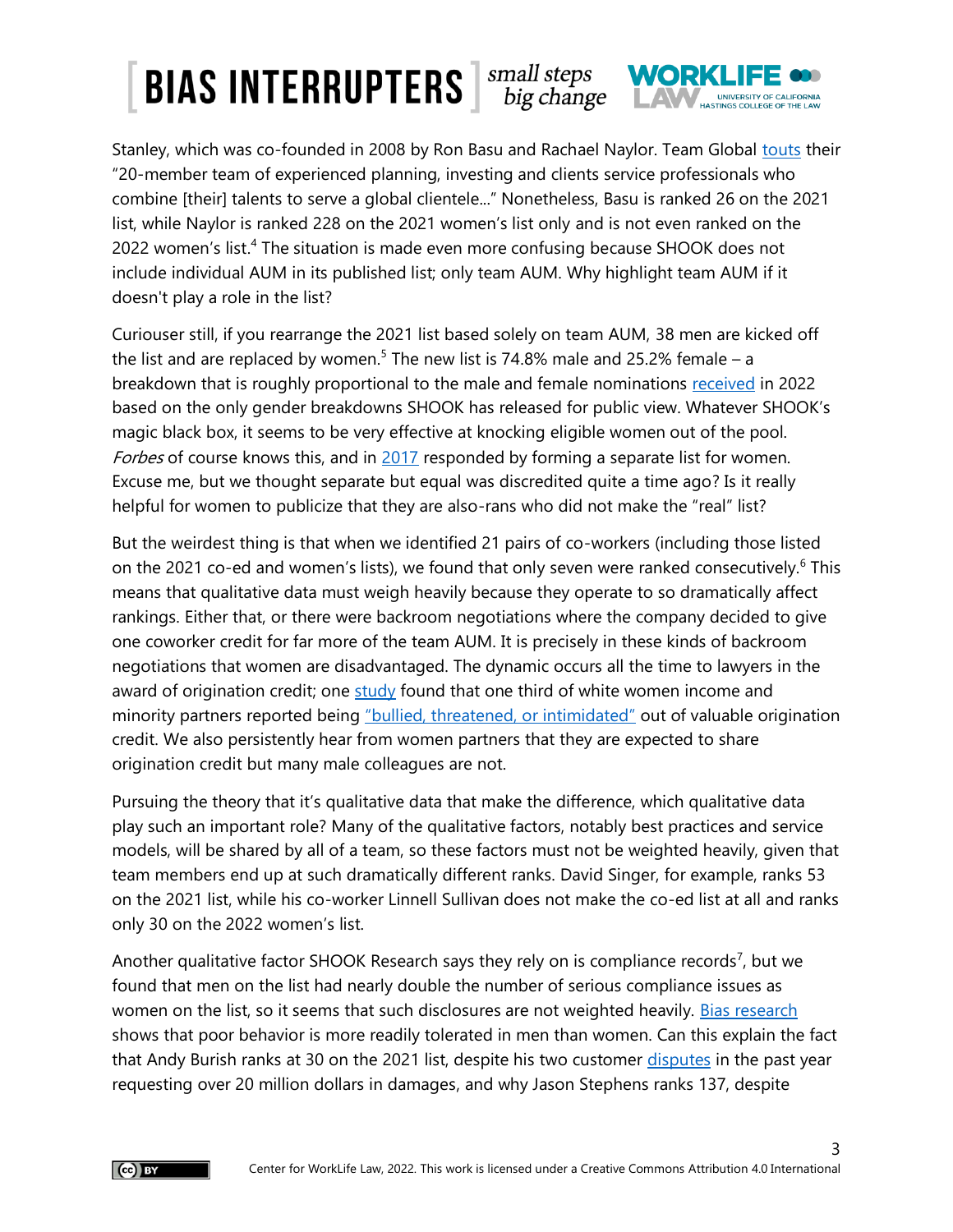Stanley, which was co-founded in 2008 by Ron Basu and Rachael Naylor. Team Global touts their "20-member team of experienced planning, investing and clients service professionals who combine [their] talents to serve a global clientele..." Nonetheless, Basu is ranked 26 on the 2021 list, while Naylor is ranked 228 on the 2021 women's list only and is not even ranked on the 2022 women's list.[4] The situation is made even more confusing because SHOOK does not include individual AUM in its published list; only team AUM. Why highlight team AUM if it doesn't play a role in the list?

Curiouser still, if you rearrange the 2021 list based solely on team AUM, 38 men are kicked off the list and are replaced by women.[5] The new list is 74.8% male and 25.2% female – a breakdown that is roughly proportional to the male and female nominations received in 2022 based on the only gender breakdowns SHOOK has released for public view. Whatever SHOOK's magic black box, it seems to be very effective at knocking eligible women out of the pool. *Forbes* of course knows this, and in 2017 responded by forming a separate list for women. Excuse me, but we thought separate but equal was discredited quite a time ago? Is it really helpful for women to publicize that they are also-rans who did not make the "real" list?

But the weirdest thing is that when we identified 21 pairs of co-workers (including those listed on the 2021 co-ed and women's lists), we found that only seven were ranked consecutively.[6] This means that qualitative data must weigh heavily because they operate to so dramatically affect rankings. Either that, or there were backroom negotiations where the company decided to give one coworker credit for far more of the team AUM. It is precisely in these kinds of backroom negotiations that women are disadvantaged. The dynamic occurs all the time to lawyers in the award of origination credit; one study found that one third of white women income and minority partners reported being "bullied, threatened, or intimidated" out of valuable origination credit. We also persistently hear from women partners that they are expected to share origination credit but many male colleagues are not.

Pursuing the theory that it's qualitative data that make the difference, which qualitative data play such an important role? Many of the qualitative factors, notably best practices and service models, will be shared by all of a team, so these factors must not be weighted heavily, given that team members end up at such dramatically different ranks. David Singer, for example, ranks 53 on the 2021 list, while his co-worker Linnell Sullivan does not make the co-ed list at all and ranks only 30 on the 2022 women's list.

Another qualitative factor SHOOK Research says they rely on is compliance records[7], but we found that men on the list had nearly double the number of serious compliance issues as women on the list, so it seems that such disclosures are not weighted heavily. Bias research shows that poor behavior is more readily tolerated in men than women. Can this explain the fact that Andy Burish ranks at 30 on the 2021 list, despite his two customer disputes in the past year requesting over 20 million dollars in damages, and why Jason Stephens ranks 137, despite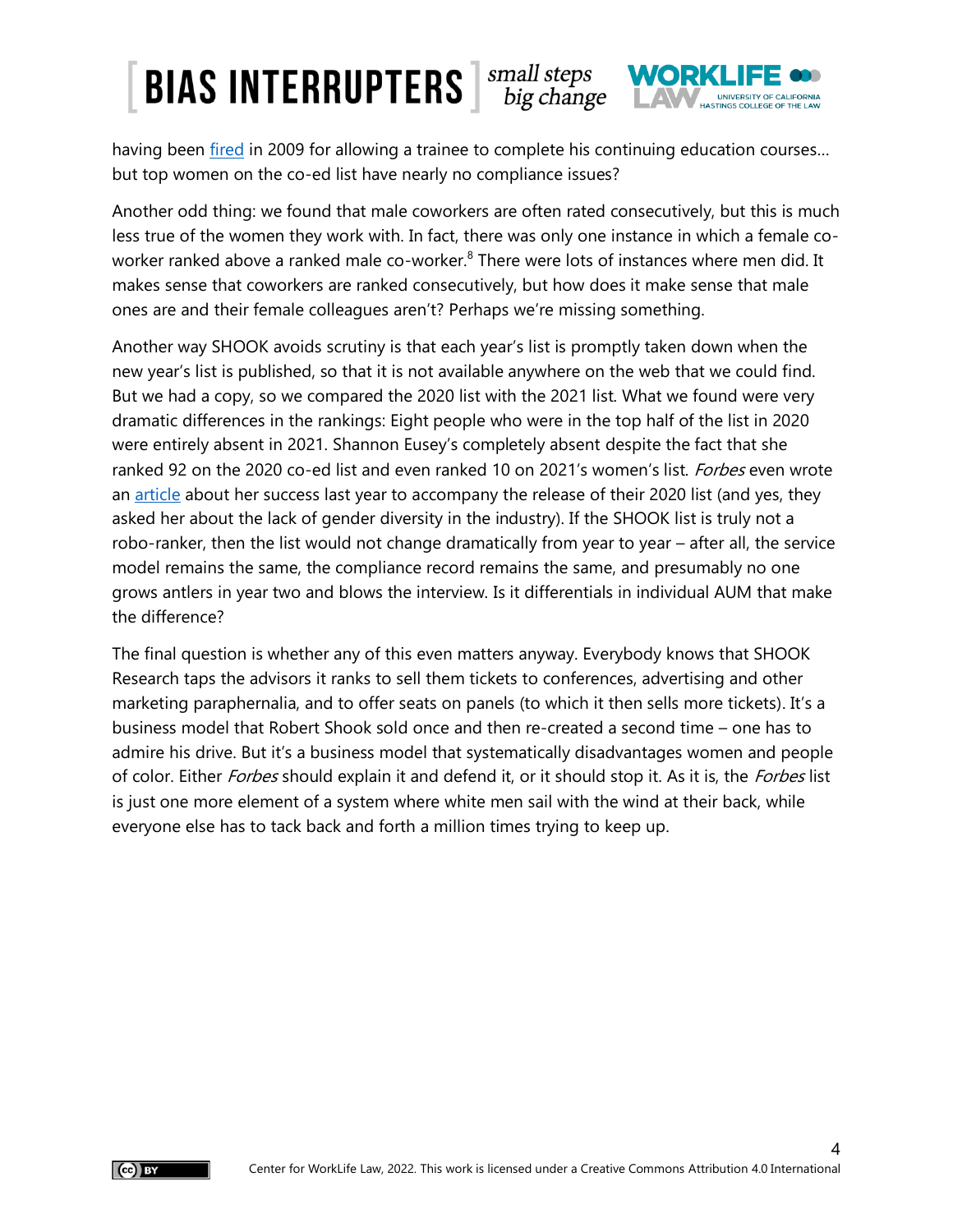having been fired in 2009 for allowing a trainee to complete his continuing education courses… but top women on the co-ed list have nearly no compliance issues?

Another odd thing: we found that male coworkers are often rated consecutively, but this is much less true of the women they work with. In fact, there was only one instance in which a female co-worker ranked above a ranked male co-worker.[8] There were lots of instances where men did. It makes sense that coworkers are ranked consecutively, but how does it make sense that male ones are and their female colleagues aren't? Perhaps we're missing something.

Another way SHOOK avoids scrutiny is that each year's list is promptly taken down when the new year's list is published, so that it is not available anywhere on the web that we could find. But we had a copy, so we compared the 2020 list with the 2021 list. What we found were very dramatic differences in the rankings: Eight people who were in the top half of the list in 2020 were entirely absent in 2021. Shannon Eusey's completely absent despite the fact that she ranked 92 on the 2020 co-ed list and even ranked 10 on 2021's women's list. *Forbes* even wrote an article about her success last year to accompany the release of their 2020 list (and yes, they asked her about the lack of gender diversity in the industry). If the SHOOK list is truly not a robo-ranker, then the list would not change dramatically from year to year – after all, the service model remains the same, the compliance record remains the same, and presumably no one grows antlers in year two and blows the interview. Is it differentials in individual AUM that make the difference?

The final question is whether any of this even matters anyway. Everybody knows that SHOOK Research taps the advisors it ranks to sell them tickets to conferences, advertising and other marketing paraphernalia, and to offer seats on panels (to which it then sells more tickets). It's a business model that Robert Shook sold once and then re-created a second time – one has to admire his drive. But it's a business model that systematically disadvantages women and people of color. Either *Forbes* should explain it and defend it, or it should stop it. As it is, the *Forbes* list is just one more element of a system where white men sail with the wind at their back, while everyone else has to tack back and forth a million times trying to keep up.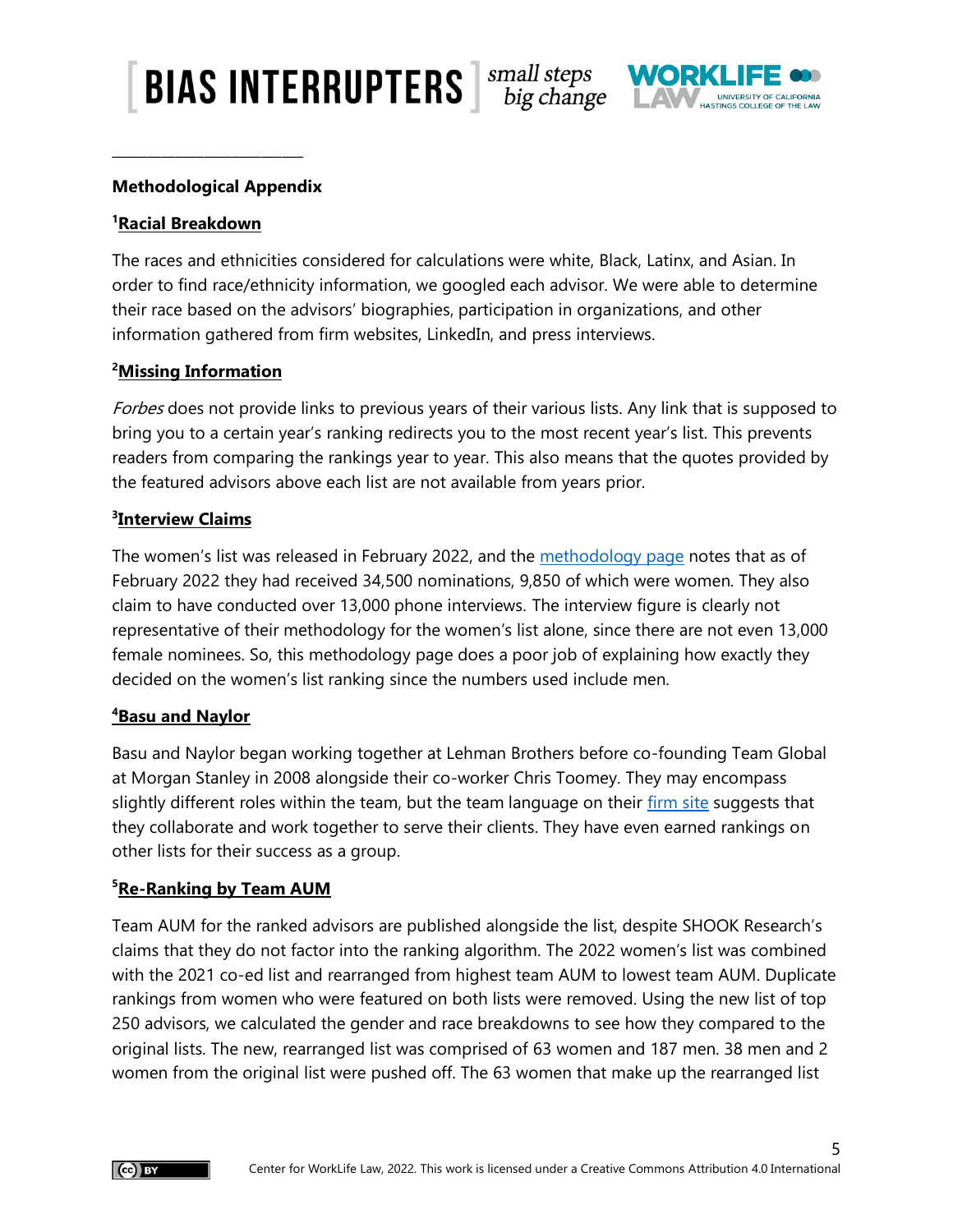## Methodological Appendix

### [1]Racial Breakdown

The races and ethnicities considered for calculations were white, Black, Latinx, and Asian. In order to find race/ethnicity information, we googled each advisor. We were able to determine their race based on the advisors' biographies, participation in organizations, and other information gathered from firm websites, LinkedIn, and press interviews.

### [2]Missing Information

*Forbes* does not provide links to previous years of their various lists. Any link that is supposed to bring you to a certain year's ranking redirects you to the most recent year's list. This prevents readers from comparing the rankings year to year. This also means that the quotes provided by the featured advisors above each list are not available from years prior.

### [3]Interview Claims

The women's list was released in February 2022, and the methodology page notes that as of February 2022 they had received 34,500 nominations, 9,850 of which were women. They also claim to have conducted over 13,000 phone interviews. The interview figure is clearly not representative of their methodology for the women's list alone, since there are not even 13,000 female nominees. So, this methodology page does a poor job of explaining how exactly they decided on the women's list ranking since the numbers used include men.

### [4]Basu and Naylor

Basu and Naylor began working together at Lehman Brothers before co-founding Team Global at Morgan Stanley in 2008 alongside their co-worker Chris Toomey. They may encompass slightly different roles within the team, but the team language on their firm site suggests that they collaborate and work together to serve their clients. They have even earned rankings on other lists for their success as a group.

### [5]Re-Ranking by Team AUM

Team AUM for the ranked advisors are published alongside the list, despite SHOOK Research's claims that they do not factor into the ranking algorithm. The 2022 women's list was combined with the 2021 co-ed list and rearranged from highest team AUM to lowest team AUM. Duplicate rankings from women who were featured on both lists were removed. Using the new list of top 250 advisors, we calculated the gender and race breakdowns to see how they compared to the original lists. The new, rearranged list was comprised of 63 women and 187 men. 38 men and 2 women from the original list were pushed off. The 63 women that make up the rearranged list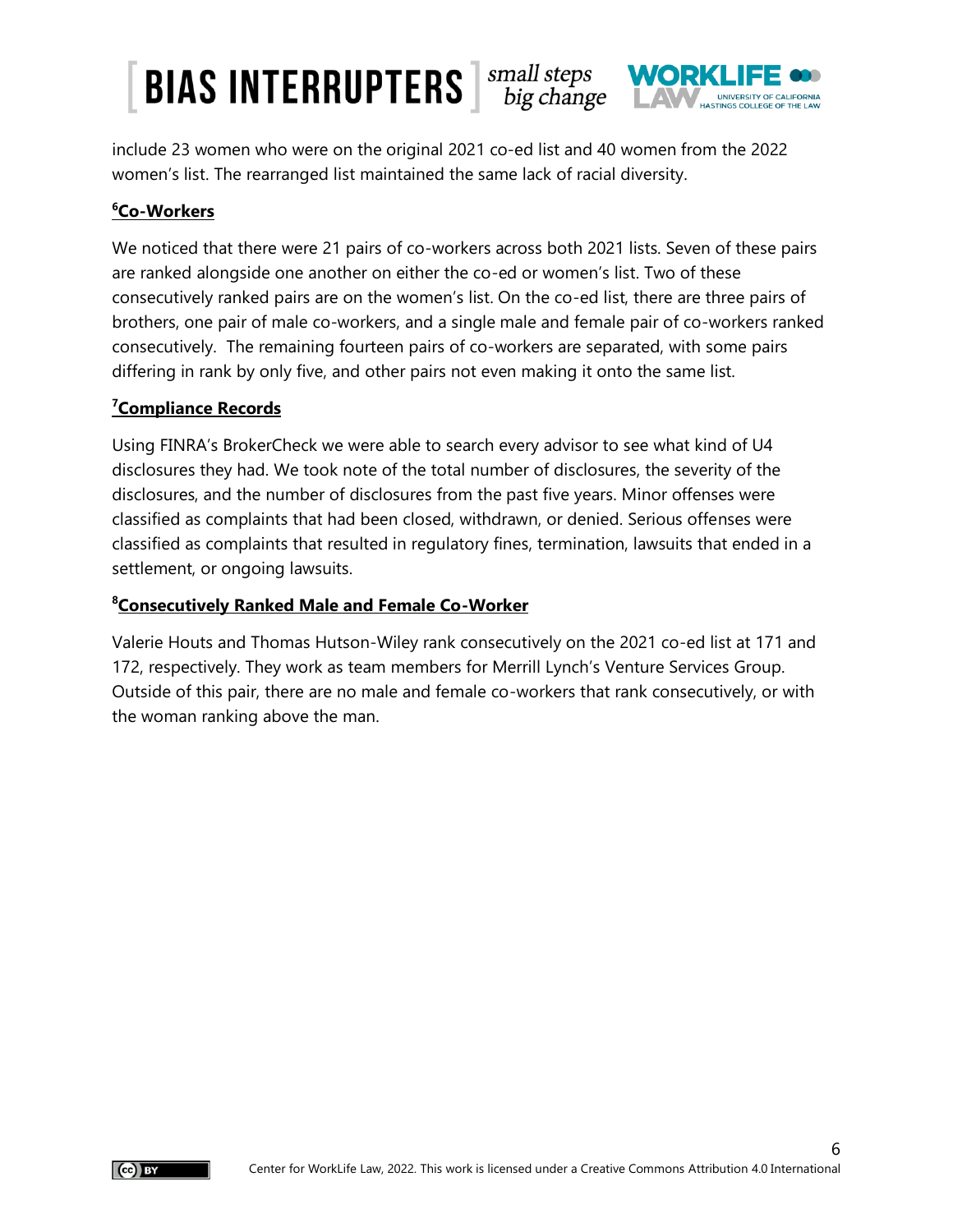include 23 women who were on the original 2021 co-ed list and 40 women from the 2022 women's list. The rearranged list maintained the same lack of racial diversity.

### [6]Co-Workers

We noticed that there were 21 pairs of co-workers across both 2021 lists. Seven of these pairs are ranked alongside one another on either the co-ed or women's list. Two of these consecutively ranked pairs are on the women's list. On the co-ed list, there are three pairs of brothers, one pair of male co-workers, and a single male and female pair of co-workers ranked consecutively. The remaining fourteen pairs of co-workers are separated, with some pairs differing in rank by only five, and other pairs not even making it onto the same list.

### [7]Compliance Records

Using FINRA's BrokerCheck we were able to search every advisor to see what kind of U4 disclosures they had. We took note of the total number of disclosures, the severity of the disclosures, and the number of disclosures from the past five years. Minor offenses were classified as complaints that had been closed, withdrawn, or denied. Serious offenses were classified as complaints that resulted in regulatory fines, termination, lawsuits that ended in a settlement, or ongoing lawsuits.

### [8]Consecutively Ranked Male and Female Co-Worker

Valerie Houts and Thomas Hutson-Wiley rank consecutively on the 2021 co-ed list at 171 and 172, respectively. They work as team members for Merrill Lynch's Venture Services Group. Outside of this pair, there are no male and female co-workers that rank consecutively, or with the woman ranking above the man.